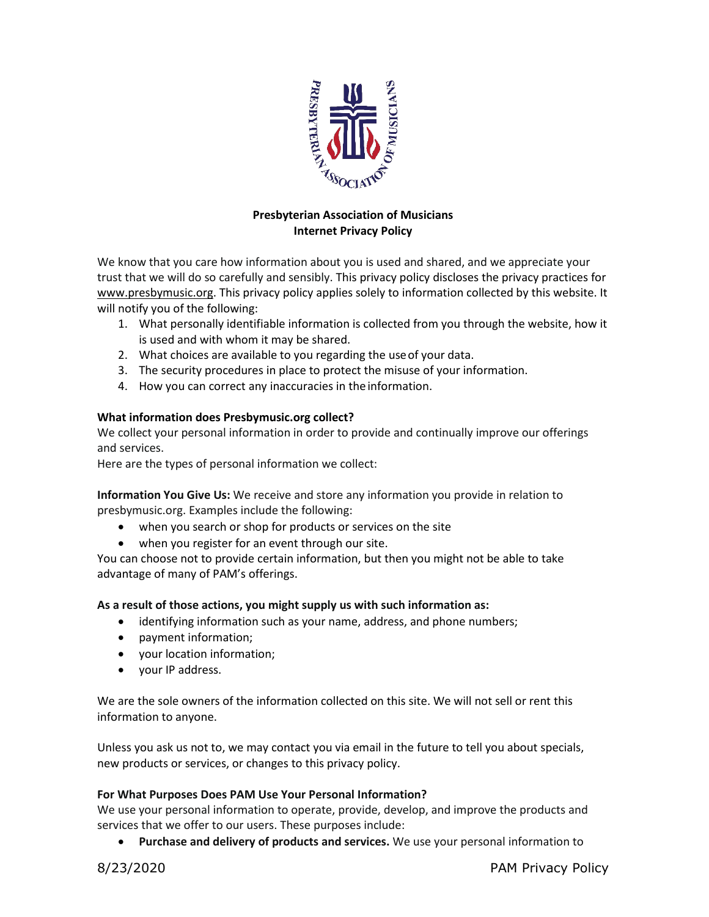**Presbyterian Association of Musicians**
**Internet Privacy Policy**

We know that you care how information about you is used and shared, and we appreciate your trust that we will do so carefully and sensibly. This privacy policy discloses the privacy practices for www.presbymusic.org. This privacy policy applies solely to information collected by this website. It will notify you of the following:

1. What personally identifiable information is collected from you through the website, how it is used and with whom it may be shared.
2. What choices are available to you regarding the use of your data.
3. The security procedures in place to protect the misuse of your information.
4. How you can correct any inaccuracies in the information.

**What information does Presbymusic.org collect?**

We collect your personal information in order to provide and continually improve our offerings and services.

Here are the types of personal information we collect:

**Information You Give Us:** We receive and store any information you provide in relation to presbymusic.org. Examples include the following:

- when you search or shop for products or services on the site
- when you register for an event through our site.

You can choose not to provide certain information, but then you might not be able to take advantage of many of PAM's offerings.

**As a result of those actions, you might supply us with such information as:**

- identifying information such as your name, address, and phone numbers;
- payment information;
- your location information;
- your IP address.

We are the sole owners of the information collected on this site. We will not sell or rent this information to anyone.

Unless you ask us not to, we may contact you via email in the future to tell you about specials, new products or services, or changes to this privacy policy.

**For What Purposes Does PAM Use Your Personal Information?**

We use your personal information to operate, provide, develop, and improve the products and services that we offer to our users. These purposes include:

- **Purchase and delivery of products and services.** We use your personal information to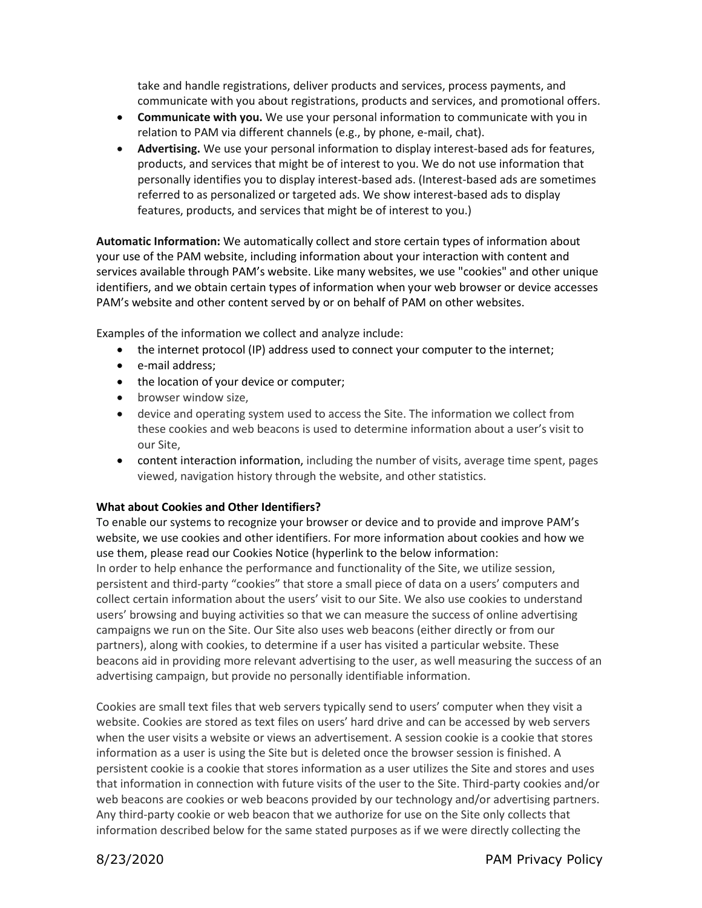take and handle registrations, deliver products and services, process payments, and communicate with you about registrations, products and services, and promotional offers.

- **Communicate with you.** We use your personal information to communicate with you in relation to PAM via different channels (e.g., by phone, e-mail, chat).
- **Advertising.** We use your personal information to display interest-based ads for features, products, and services that might be of interest to you. We do not use information that personally identifies you to display interest-based ads. (Interest-based ads are sometimes referred to as personalized or targeted ads. We show interest-based ads to display features, products, and services that might be of interest to you.)

**Automatic Information:** We automatically collect and store certain types of information about your use of the PAM website, including information about your interaction with content and services available through PAM's website. Like many websites, we use "cookies" and other unique identifiers, and we obtain certain types of information when your web browser or device accesses PAM's website and other content served by or on behalf of PAM on other websites.

Examples of the information we collect and analyze include:

- the internet protocol (IP) address used to connect your computer to the internet;
- e-mail address;
- the location of your device or computer;
- browser window size,
- device and operating system used to access the Site. The information we collect from these cookies and web beacons is used to determine information about a user's visit to our Site,
- content interaction information, including the number of visits, average time spent, pages viewed, navigation history through the website, and other statistics.

**What about Cookies and Other Identifiers?**

To enable our systems to recognize your browser or device and to provide and improve PAM's website, we use cookies and other identifiers. For more information about cookies and how we use them, please read our Cookies Notice (hyperlink to the below information:
In order to help enhance the performance and functionality of the Site, we utilize session, persistent and third-party "cookies" that store a small piece of data on a users' computers and collect certain information about the users' visit to our Site. We also use cookies to understand users' browsing and buying activities so that we can measure the success of online advertising campaigns we run on the Site. Our Site also uses web beacons (either directly or from our partners), along with cookies, to determine if a user has visited a particular website. These beacons aid in providing more relevant advertising to the user, as well measuring the success of an advertising campaign, but provide no personally identifiable information.

Cookies are small text files that web servers typically send to users' computer when they visit a website. Cookies are stored as text files on users' hard drive and can be accessed by web servers when the user visits a website or views an advertisement. A session cookie is a cookie that stores information as a user is using the Site but is deleted once the browser session is finished. A persistent cookie is a cookie that stores information as a user utilizes the Site and stores and uses that information in connection with future visits of the user to the Site. Third-party cookies and/or web beacons are cookies or web beacons provided by our technology and/or advertising partners. Any third-party cookie or web beacon that we authorize for use on the Site only collects that information described below for the same stated purposes as if we were directly collecting the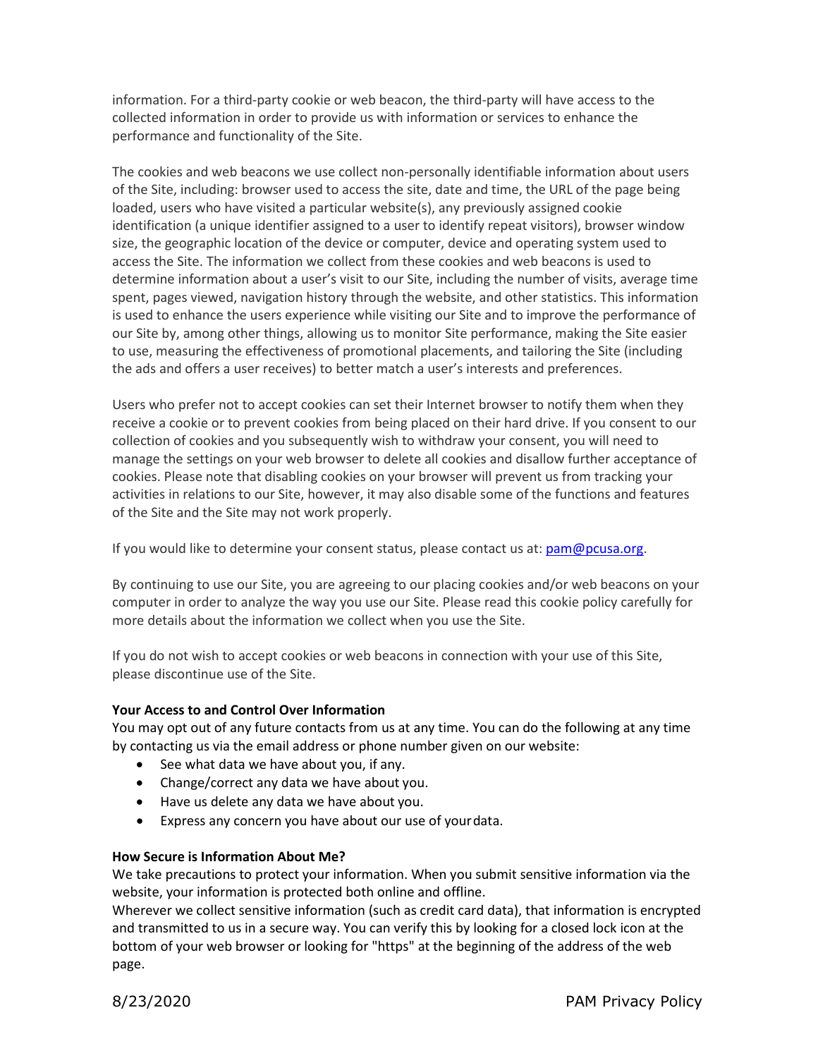information. For a third-party cookie or web beacon, the third-party will have access to the collected information in order to provide us with information or services to enhance the performance and functionality of the Site.

The cookies and web beacons we use collect non-personally identifiable information about users of the Site, including: browser used to access the site, date and time, the URL of the page being loaded, users who have visited a particular website(s), any previously assigned cookie identification (a unique identifier assigned to a user to identify repeat visitors), browser window size, the geographic location of the device or computer, device and operating system used to access the Site. The information we collect from these cookies and web beacons is used to determine information about a user's visit to our Site, including the number of visits, average time spent, pages viewed, navigation history through the website, and other statistics. This information is used to enhance the users experience while visiting our Site and to improve the performance of our Site by, among other things, allowing us to monitor Site performance, making the Site easier to use, measuring the effectiveness of promotional placements, and tailoring the Site (including the ads and offers a user receives) to better match a user's interests and preferences.

Users who prefer not to accept cookies can set their Internet browser to notify them when they receive a cookie or to prevent cookies from being placed on their hard drive. If you consent to our collection of cookies and you subsequently wish to withdraw your consent, you will need to manage the settings on your web browser to delete all cookies and disallow further acceptance of cookies. Please note that disabling cookies on your browser will prevent us from tracking your activities in relations to our Site, however, it may also disable some of the functions and features of the Site and the Site may not work properly.

If you would like to determine your consent status, please contact us at: [pam@pcusa.org](mailto:pam@pcusa.org).

By continuing to use our Site, you are agreeing to our placing cookies and/or web beacons on your computer in order to analyze the way you use our Site. Please read this cookie policy carefully for more details about the information we collect when you use the Site.

If you do not wish to accept cookies or web beacons in connection with your use of this Site, please discontinue use of the Site.

**Your Access to and Control Over Information**

You may opt out of any future contacts from us at any time. You can do the following at any time by contacting us via the email address or phone number given on our website:

- See what data we have about you, if any.
- Change/correct any data we have about you.
- Have us delete any data we have about you.
- Express any concern you have about our use of your data.

**How Secure is Information About Me?**

We take precautions to protect your information. When you submit sensitive information via the website, your information is protected both online and offline.

Wherever we collect sensitive information (such as credit card data), that information is encrypted and transmitted to us in a secure way. You can verify this by looking for a closed lock icon at the bottom of your web browser or looking for "https" at the beginning of the address of the web page.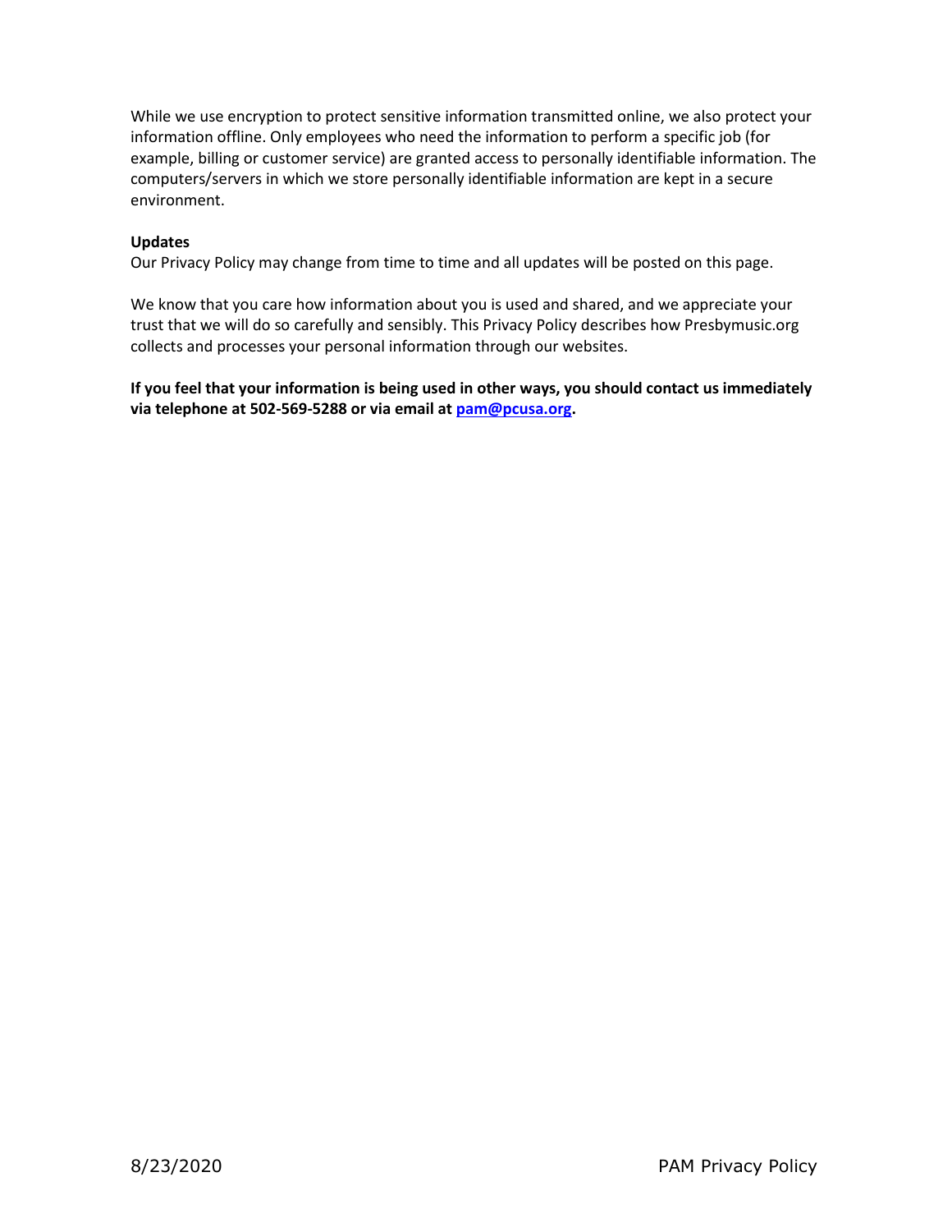While we use encryption to protect sensitive information transmitted online, we also protect your information offline. Only employees who need the information to perform a specific job (for example, billing or customer service) are granted access to personally identifiable information. The computers/servers in which we store personally identifiable information are kept in a secure environment.

**Updates**

Our Privacy Policy may change from time to time and all updates will be posted on this page.

We know that you care how information about you is used and shared, and we appreciate your trust that we will do so carefully and sensibly. This Privacy Policy describes how Presbymusic.org collects and processes your personal information through our websites.

**If you feel that your information is being used in other ways, you should contact us immediately via telephone at 502-569-5288 or via email at pam@pcusa.org.**